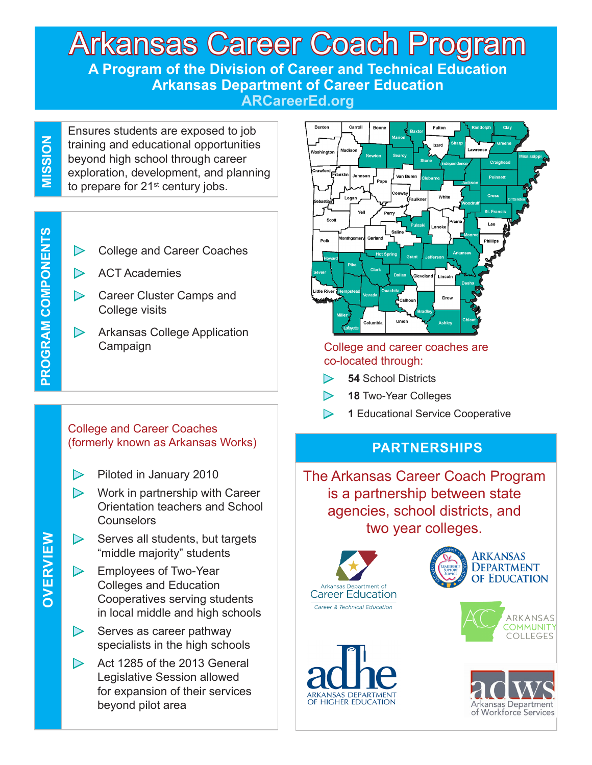# Arkansas Career Coach Program

**A Program of the Division of Career and Technical Education**
**Arkansas Department of Career Education**
**ARCareerEd.org**

## MISSION

Ensures students are exposed to job training and educational opportunities beyond high school through career exploration, development, and planning to prepare for 21st century jobs.

## PROGRAM COMPONENTS

- College and Career Coaches
- ACT Academies
- Career Cluster Camps and College visits
- Arkansas College Application Campaign

## OVERVIEW

College and Career Coaches
(formerly known as Arkansas Works)

- Piloted in January 2010
- Work in partnership with Career Orientation teachers and School Counselors
- Serves all students, but targets "middle majority" students
- Employees of Two-Year Colleges and Education Cooperatives serving students in local middle and high schools
- Serves as career pathway specialists in the high schools
- Act 1285 of the 2013 General Legislative Session allowed for expansion of their services beyond pilot area

College and career coaches are co-located through:

- **54** School Districts
- **18** Two-Year Colleges
- **1** Educational Service Cooperative

## PARTNERSHIPS

The Arkansas Career Coach Program is a partnership between state agencies, school districts, and two year colleges.

Arkansas Department of Career Education — Career & Technical Education

Arkansas Department of Education

Arkansas Community Colleges

ADHE — Arkansas Department of Higher Education

ADWS — Arkansas Department of Workforce Services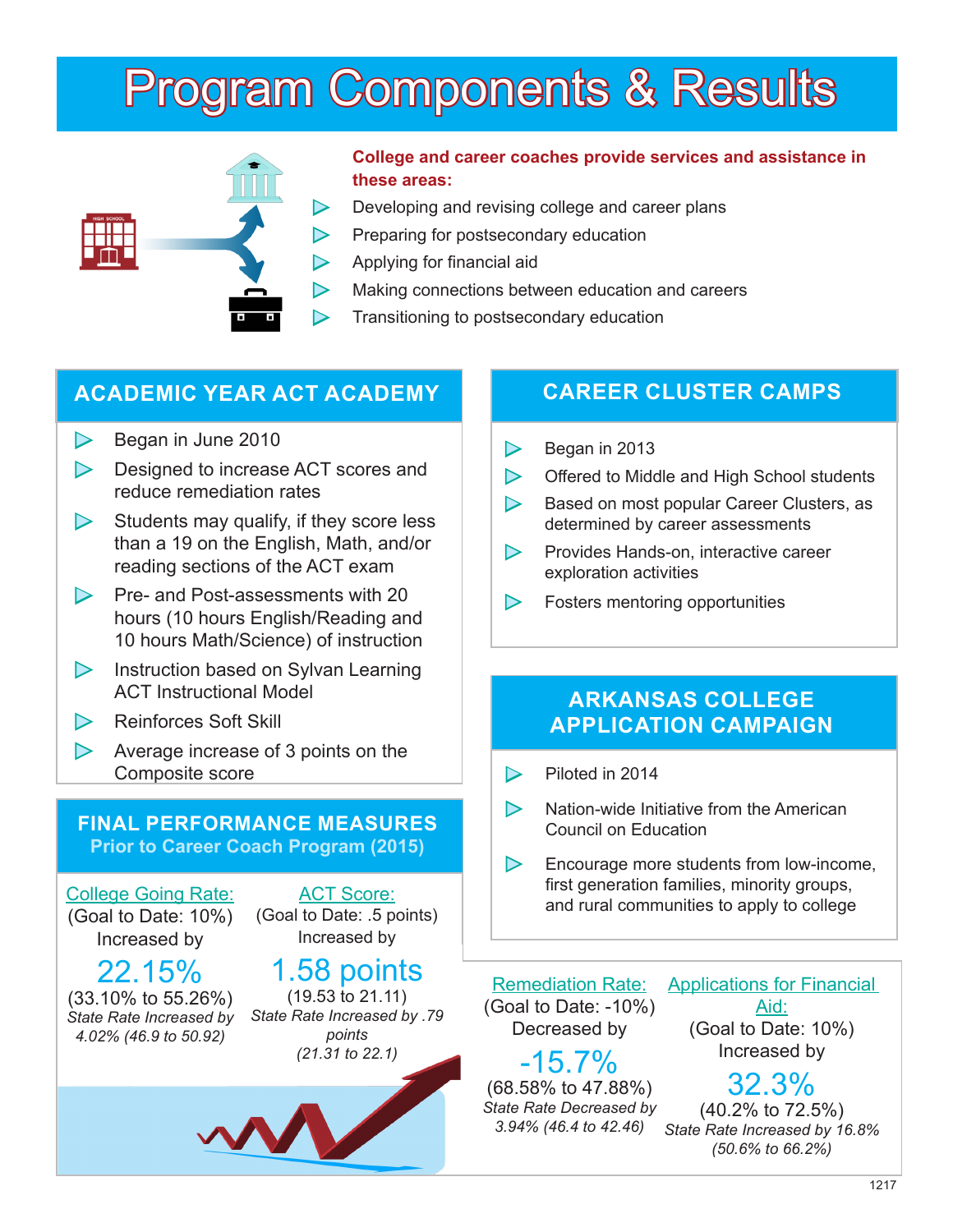# Program Components & Results

**College and career coaches provide services and assistance in these areas:**

- Developing and revising college and career plans
- Preparing for postsecondary education
- Applying for financial aid
- Making connections between education and careers
- Transitioning to postsecondary education

## ACADEMIC YEAR ACT ACADEMY

- Began in June 2010
- Designed to increase ACT scores and reduce remediation rates
- Students may qualify, if they score less than a 19 on the English, Math, and/or reading sections of the ACT exam
- Pre- and Post-assessments with 20 hours (10 hours English/Reading and 10 hours Math/Science) of instruction
- Instruction based on Sylvan Learning ACT Instructional Model
- Reinforces Soft Skill
- Average increase of 3 points on the Composite score

## CAREER CLUSTER CAMPS

- Began in 2013
- Offered to Middle and High School students
- Based on most popular Career Clusters, as determined by career assessments
- Provides Hands-on, interactive career exploration activities
- Fosters mentoring opportunities

## ARKANSAS COLLEGE APPLICATION CAMPAIGN

- Piloted in 2014
- Nation-wide Initiative from the American Council on Education
- Encourage more students from low-income, first generation families, minority groups, and rural communities to apply to college

## FINAL PERFORMANCE MEASURES
### Prior to Career Coach Program (2015)

**College Going Rate:**
(Goal to Date: 10%)
Increased by
**22.15%**
(33.10% to 55.26%)
*State Rate Increased by 4.02% (46.9 to 50.92)*

**ACT Score:**
(Goal to Date: .5 points)
Increased by
**1.58 points**
(19.53 to 21.11)
*State Rate Increased by .79 points (21.31 to 22.1)*

**Remediation Rate:**
(Goal to Date: -10%)
Decreased by
**-15.7%**
(68.58% to 47.88%)
*State Rate Decreased by 3.94% (46.4 to 42.46)*

**Applications for Financial Aid:**
(Goal to Date: 10%)
Increased by
**32.3%**
(40.2% to 72.5%)
*State Rate Increased by 16.8% (50.6% to 66.2%)*

1217